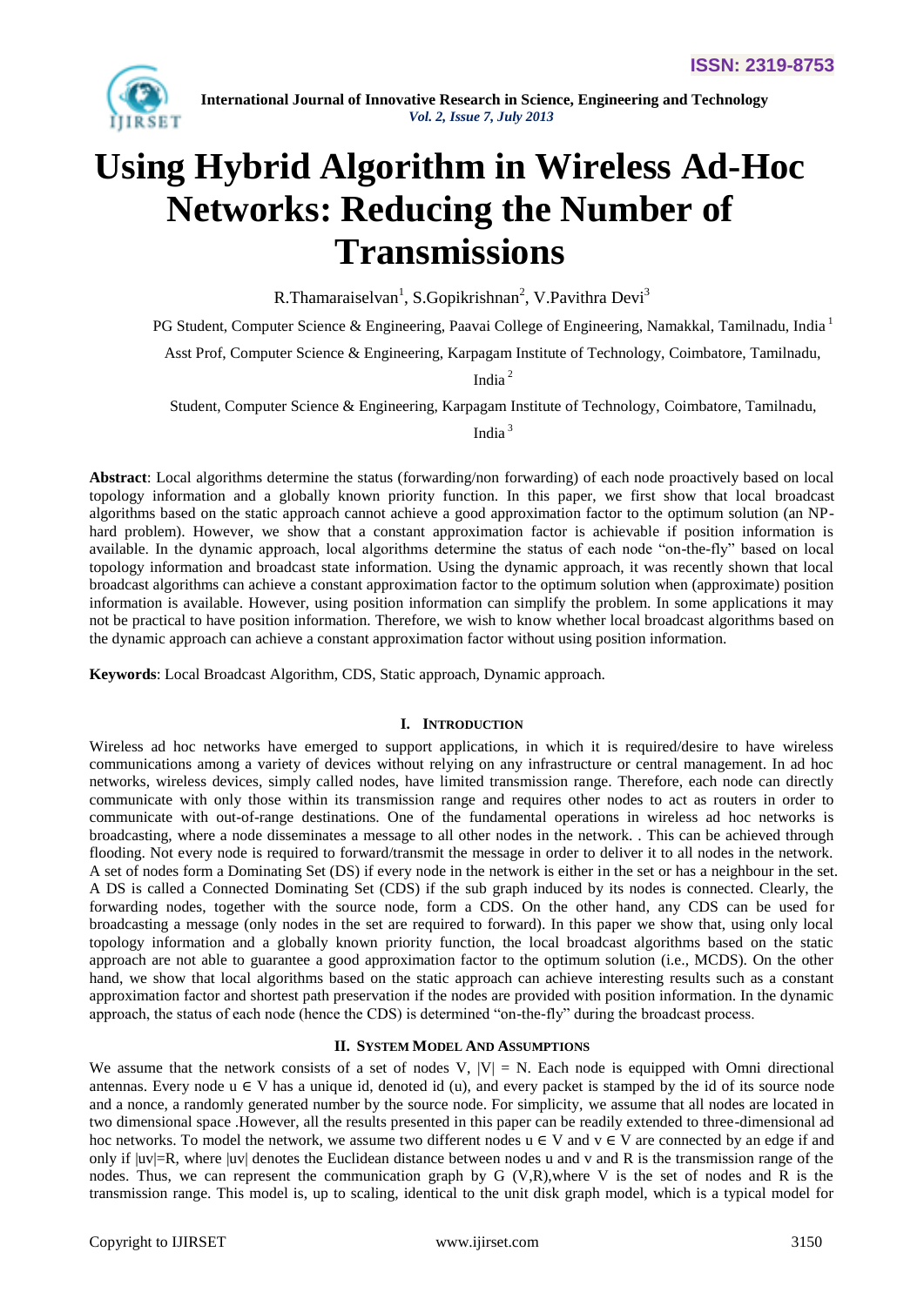# Using Hybrid Algorithm in Wireless Ad-Hoc Networks: Reducing the Number of Transmissions

R.Thamaraiselvan[1], S.Gopikrishnan[2], V.Pavithra Devi[3]

PG Student, Computer Science & Engineering, Paavai College of Engineering, Namakkal, Tamilnadu, India [1]

Asst Prof, Computer Science & Engineering, Karpagam Institute of Technology, Coimbatore, Tamilnadu, India [2]

Student, Computer Science & Engineering, Karpagam Institute of Technology, Coimbatore, Tamilnadu, India [3]

**Abstract**: Local algorithms determine the status (forwarding/non forwarding) of each node proactively based on local topology information and a globally known priority function. In this paper, we first show that local broadcast algorithms based on the static approach cannot achieve a good approximation factor to the optimum solution (an NP-hard problem). However, we show that a constant approximation factor is achievable if position information is available. In the dynamic approach, local algorithms determine the status of each node "on-the-fly" based on local topology information and broadcast state information. Using the dynamic approach, it was recently shown that local broadcast algorithms can achieve a constant approximation factor to the optimum solution when (approximate) position information is available. However, using position information can simplify the problem. In some applications it may not be practical to have position information. Therefore, we wish to know whether local broadcast algorithms based on the dynamic approach can achieve a constant approximation factor without using position information.

**Keywords**: Local Broadcast Algorithm, CDS, Static approach, Dynamic approach.

## I. Introduction

Wireless ad hoc networks have emerged to support applications, in which it is required/desire to have wireless communications among a variety of devices without relying on any infrastructure or central management. In ad hoc networks, wireless devices, simply called nodes, have limited transmission range. Therefore, each node can directly communicate with only those within its transmission range and requires other nodes to act as routers in order to communicate with out-of-range destinations. One of the fundamental operations in wireless ad hoc networks is broadcasting, where a node disseminates a message to all other nodes in the network. . This can be achieved through flooding. Not every node is required to forward/transmit the message in order to deliver it to all nodes in the network. A set of nodes form a Dominating Set (DS) if every node in the network is either in the set or has a neighbour in the set. A DS is called a Connected Dominating Set (CDS) if the sub graph induced by its nodes is connected. Clearly, the forwarding nodes, together with the source node, form a CDS. On the other hand, any CDS can be used for broadcasting a message (only nodes in the set are required to forward). In this paper we show that, using only local topology information and a globally known priority function, the local broadcast algorithms based on the static approach are not able to guarantee a good approximation factor to the optimum solution (i.e., MCDS). On the other hand, we show that local algorithms based on the static approach can achieve interesting results such as a constant approximation factor and shortest path preservation if the nodes are provided with position information. In the dynamic approach, the status of each node (hence the CDS) is determined "on-the-fly" during the broadcast process.

## II. System Model And Assumptions

We assume that the network consists of a set of nodes V, $|V| = N$. Each node is equipped with Omni directional antennas. Every node $u \in V$ has a unique id, denoted id (u), and every packet is stamped by the id of its source node and a nonce, a randomly generated number by the source node. For simplicity, we assume that all nodes are located in two dimensional space .However, all the results presented in this paper can be readily extended to three-dimensional ad hoc networks. To model the network, we assume two different nodes $u \in V$ and $v \in V$ are connected by an edge if and only if $|uv|=R$, where $|uv|$ denotes the Euclidean distance between nodes u and v and R is the transmission range of the nodes. Thus, we can represent the communication graph by G (V,R),where V is the set of nodes and R is the transmission range. This model is, up to scaling, identical to the unit disk graph model, which is a typical model for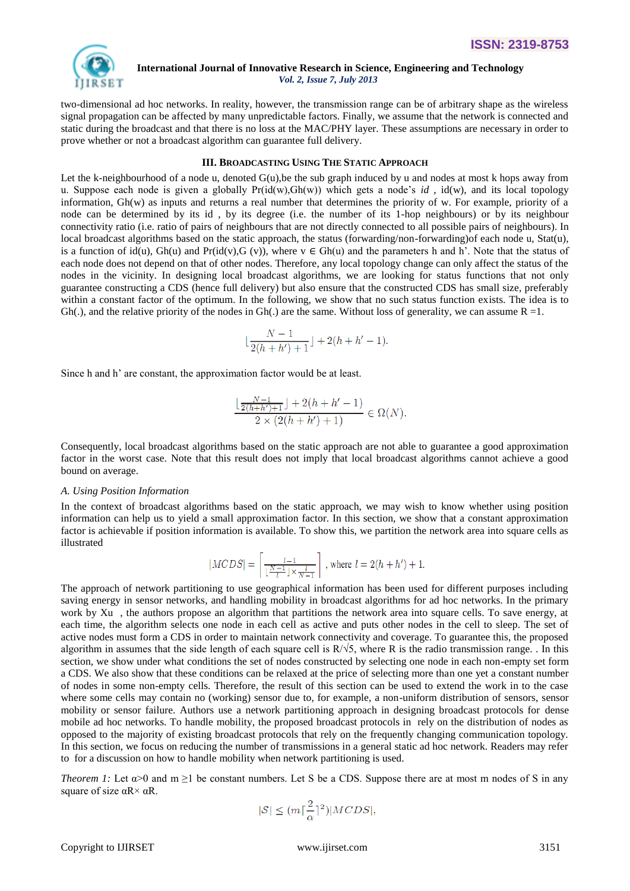two-dimensional ad hoc networks. In reality, however, the transmission range can be of arbitrary shape as the wireless signal propagation can be affected by many unpredictable factors. Finally, we assume that the network is connected and static during the broadcast and that there is no loss at the MAC/PHY layer. These assumptions are necessary in order to prove whether or not a broadcast algorithm can guarantee full delivery.

## III. BROADCASTING USING THE STATIC APPROACH

Let the k-neighbourhood of a node u, denoted G(u),be the sub graph induced by u and nodes at most k hops away from u. Suppose each node is given a globally Pr(id(w),Gh(w)) which gets a node's *id* , id(w), and its local topology information, Gh(w) as inputs and returns a real number that determines the priority of w. For example, priority of a node can be determined by its id , by its degree (i.e. the number of its 1-hop neighbours) or by its neighbour connectivity ratio (i.e. ratio of pairs of neighbours that are not directly connected to all possible pairs of neighbours). In local broadcast algorithms based on the static approach, the status (forwarding/non-forwarding)of each node u, Stat(u), is a function of id(u), Gh(u) and Pr(id(v),G (v)), where v ∈ Gh(u) and the parameters h and h'. Note that the status of each node does not depend on that of other nodes. Therefore, any local topology change can only affect the status of the nodes in the vicinity. In designing local broadcast algorithms, we are looking for status functions that not only guarantee constructing a CDS (hence full delivery) but also ensure that the constructed CDS has small size, preferably within a constant factor of the optimum. In the following, we show that no such status function exists. The idea is to Gh(.), and the relative priority of the nodes in Gh(.) are the same. Without loss of generality, we can assume R =1.

$$\lfloor \frac{N-1}{2(h+h')+1} \rfloor + 2(h+h'-1).$$

Since h and h' are constant, the approximation factor would be at least.

$$\frac{\lfloor \frac{N-1}{2(h+h')+1} \rfloor + 2(h+h'-1)}{2 \times (2(h+h')+1)} \in \Omega(N).$$

Consequently, local broadcast algorithms based on the static approach are not able to guarantee a good approximation factor in the worst case. Note that this result does not imply that local broadcast algorithms cannot achieve a good bound on average.

### *A. Using Position Information*

In the context of broadcast algorithms based on the static approach, we may wish to know whether using position information can help us to yield a small approximation factor. In this section, we show that a constant approximation factor is achievable if position information is available. To show this, we partition the network area into square cells as illustrated

$$|MCDS| = \left\lceil \frac{l-1}{\lfloor \frac{N-1}{l} \rfloor \times \frac{l}{N-1}} \right\rceil, \text{ where } l = 2(h+h')+1.$$

The approach of network partitioning to use geographical information has been used for different purposes including saving energy in sensor networks, and handling mobility in broadcast algorithms for ad hoc networks. In the primary work by Xu , the authors propose an algorithm that partitions the network area into square cells. To save energy, at each time, the algorithm selects one node in each cell as active and puts other nodes in the cell to sleep. The set of active nodes must form a CDS in order to maintain network connectivity and coverage. To guarantee this, the proposed algorithm in assumes that the side length of each square cell is R/√5, where R is the radio transmission range. . In this section, we show under what conditions the set of nodes constructed by selecting one node in each non-empty set form a CDS. We also show that these conditions can be relaxed at the price of selecting more than one yet a constant number of nodes in some non-empty cells. Therefore, the result of this section can be used to extend the work in to the case where some cells may contain no (working) sensor due to, for example, a non-uniform distribution of sensors, sensor mobility or sensor failure. Authors use a network partitioning approach in designing broadcast protocols for dense mobile ad hoc networks. To handle mobility, the proposed broadcast protocols in rely on the distribution of nodes as opposed to the majority of existing broadcast protocols that rely on the frequently changing communication topology. In this section, we focus on reducing the number of transmissions in a general static ad hoc network. Readers may refer to for a discussion on how to handle mobility when network partitioning is used.

*Theorem 1:* Let α>0 and m ≥1 be constant numbers. Let S be a CDS. Suppose there are at most m nodes of S in any square of size αR× αR.

$$|S| \le (m\lceil \frac{2}{\alpha} \rceil^2)|MCDS|,$$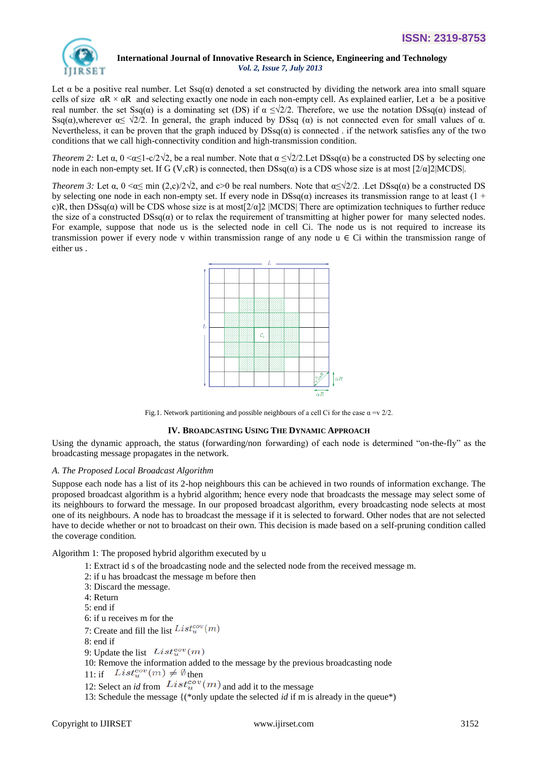Let α be a positive real number. Let Ssq(α) denoted a set constructed by dividing the network area into small square cells of size αR × αR and selecting exactly one node in each non-empty cell. As explained earlier, Let a be a positive real number. the set Ssq(α) is a dominating set (DS) if α ≤√2/2. Therefore, we use the notation DSsq(α) instead of Ssq(α),wherever α≤ √2/2. In general, the graph induced by DSsq (α) is not connected even for small values of α. Nevertheless, it can be proven that the graph induced by DSsq(α) is connected . if the network satisfies any of the two conditions that we call high-connectivity condition and high-transmission condition.

*Theorem 2:* Let α, 0 <α≤1-c/2√2, be a real number. Note that α ≤√2/2.Let DSsq(α) be a constructed DS by selecting one node in each non-empty set. If G (V,cR) is connected, then DSsq(α) is a CDS whose size is at most [2/α]2|MCDS|.

*Theorem 3:* Let α, 0 <α≤ min (2,c)/2√2, and c>0 be real numbers. Note that α≤√2/2. .Let DSsq(α) be a constructed DS by selecting one node in each non-empty set. If every node in DSsq(α) increases its transmission range to at least (1 + c)R, then DSsq(α) will be CDS whose size is at most[2/α]2 |MCDS| There are optimization techniques to further reduce the size of a constructed DSsq(α) or to relax the requirement of transmitting at higher power for many selected nodes. For example, suppose that node us is the selected node in cell Ci. The node us is not required to increase its transmission power if every node v within transmission range of any node u ∈ Ci within the transmission range of either us .

Fig.1. Network partitioning and possible neighbours of a cell Ci for the case α =v 2/2.

## IV. Broadcasting Using The Dynamic Approach

Using the dynamic approach, the status (forwarding/non forwarding) of each node is determined "on-the-fly" as the broadcasting message propagates in the network.

### *A. The Proposed Local Broadcast Algorithm*

Suppose each node has a list of its 2-hop neighbours this can be achieved in two rounds of information exchange. The proposed broadcast algorithm is a hybrid algorithm; hence every node that broadcasts the message may select some of its neighbours to forward the message. In our proposed broadcast algorithm, every broadcasting node selects at most one of its neighbours. A node has to broadcast the message if it is selected to forward. Other nodes that are not selected have to decide whether or not to broadcast on their own. This decision is made based on a self-pruning condition called the coverage condition.

Algorithm 1: The proposed hybrid algorithm executed by u

1: Extract id s of the broadcasting node and the selected node from the received message m.
2: if u has broadcast the message m before then
3: Discard the message.
4: Return
5: end if
6: if u receives m for the
7: Create and fill the list $List_u^{cov}(m)$
8: end if
9: Update the list $List_u^{cov}(m)$
10: Remove the information added to the message by the previous broadcasting node
11: if $List_u^{cov}(m) \neq \emptyset$ then
12: Select an *id* from $List_u^{cov}(m)$ and add it to the message
13: Schedule the message {(*only update the selected *id* if m is already in the queue*)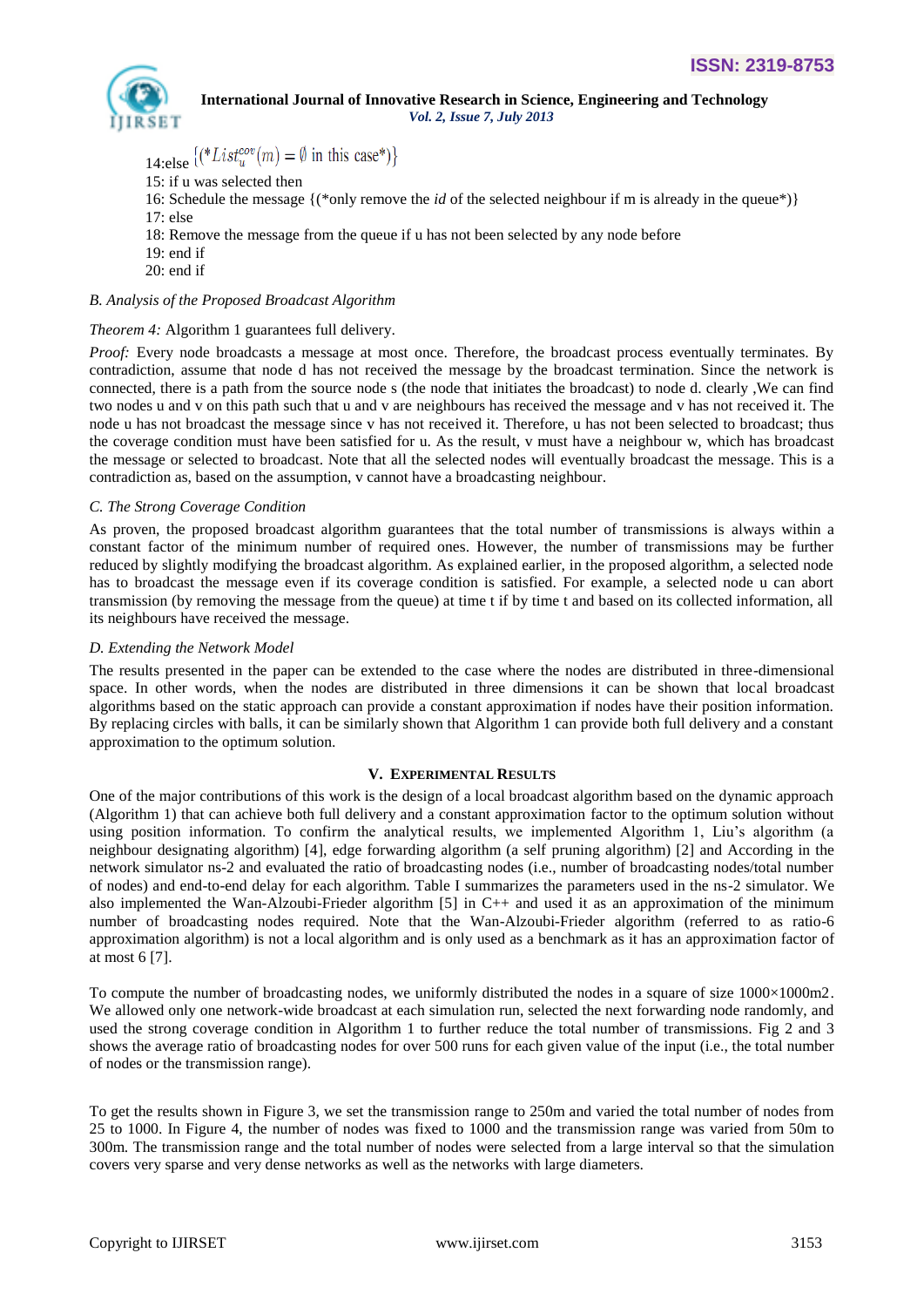14:else $\{(*List_u^{cov}(m) = \emptyset \text{ in this case*})\}$

15: if u was selected then

16: Schedule the message {(*only remove the *id* of the selected neighbour if m is already in the queue*)}

17: else

18: Remove the message from the queue if u has not been selected by any node before

19: end if

20: end if

### *B. Analysis of the Proposed Broadcast Algorithm*

*Theorem 4:* Algorithm 1 guarantees full delivery.

*Proof:* Every node broadcasts a message at most once. Therefore, the broadcast process eventually terminates. By contradiction, assume that node d has not received the message by the broadcast termination. Since the network is connected, there is a path from the source node s (the node that initiates the broadcast) to node d. clearly ,We can find two nodes u and v on this path such that u and v are neighbours has received the message and v has not received it. The node u has not broadcast the message since v has not received it. Therefore, u has not been selected to broadcast; thus the coverage condition must have been satisfied for u. As the result, v must have a neighbour w, which has broadcast the message or selected to broadcast. Note that all the selected nodes will eventually broadcast the message. This is a contradiction as, based on the assumption, v cannot have a broadcasting neighbour.

### *C. The Strong Coverage Condition*

As proven, the proposed broadcast algorithm guarantees that the total number of transmissions is always within a constant factor of the minimum number of required ones. However, the number of transmissions may be further reduced by slightly modifying the broadcast algorithm. As explained earlier, in the proposed algorithm, a selected node has to broadcast the message even if its coverage condition is satisfied. For example, a selected node u can abort transmission (by removing the message from the queue) at time t if by time t and based on its collected information, all its neighbours have received the message.

### *D. Extending the Network Model*

The results presented in the paper can be extended to the case where the nodes are distributed in three-dimensional space. In other words, when the nodes are distributed in three dimensions it can be shown that local broadcast algorithms based on the static approach can provide a constant approximation if nodes have their position information. By replacing circles with balls, it can be similarly shown that Algorithm 1 can provide both full delivery and a constant approximation to the optimum solution.

## V. Experimental Results

One of the major contributions of this work is the design of a local broadcast algorithm based on the dynamic approach (Algorithm 1) that can achieve both full delivery and a constant approximation factor to the optimum solution without using position information. To confirm the analytical results, we implemented Algorithm 1, Liu's algorithm (a neighbour designating algorithm) [4], edge forwarding algorithm (a self pruning algorithm) [2] and According in the network simulator ns-2 and evaluated the ratio of broadcasting nodes (i.e., number of broadcasting nodes/total number of nodes) and end-to-end delay for each algorithm. Table I summarizes the parameters used in the ns-2 simulator. We also implemented the Wan-Alzoubi-Frieder algorithm [5] in C++ and used it as an approximation of the minimum number of broadcasting nodes required. Note that the Wan-Alzoubi-Frieder algorithm (referred to as ratio-6 approximation algorithm) is not a local algorithm and is only used as a benchmark as it has an approximation factor of at most 6 [7].

To compute the number of broadcasting nodes, we uniformly distributed the nodes in a square of size 1000×1000m2. We allowed only one network-wide broadcast at each simulation run, selected the next forwarding node randomly, and used the strong coverage condition in Algorithm 1 to further reduce the total number of transmissions. Fig 2 and 3 shows the average ratio of broadcasting nodes for over 500 runs for each given value of the input (i.e., the total number of nodes or the transmission range).

To get the results shown in Figure 3, we set the transmission range to 250m and varied the total number of nodes from 25 to 1000. In Figure 4, the number of nodes was fixed to 1000 and the transmission range was varied from 50m to 300m. The transmission range and the total number of nodes were selected from a large interval so that the simulation covers very sparse and very dense networks as well as the networks with large diameters.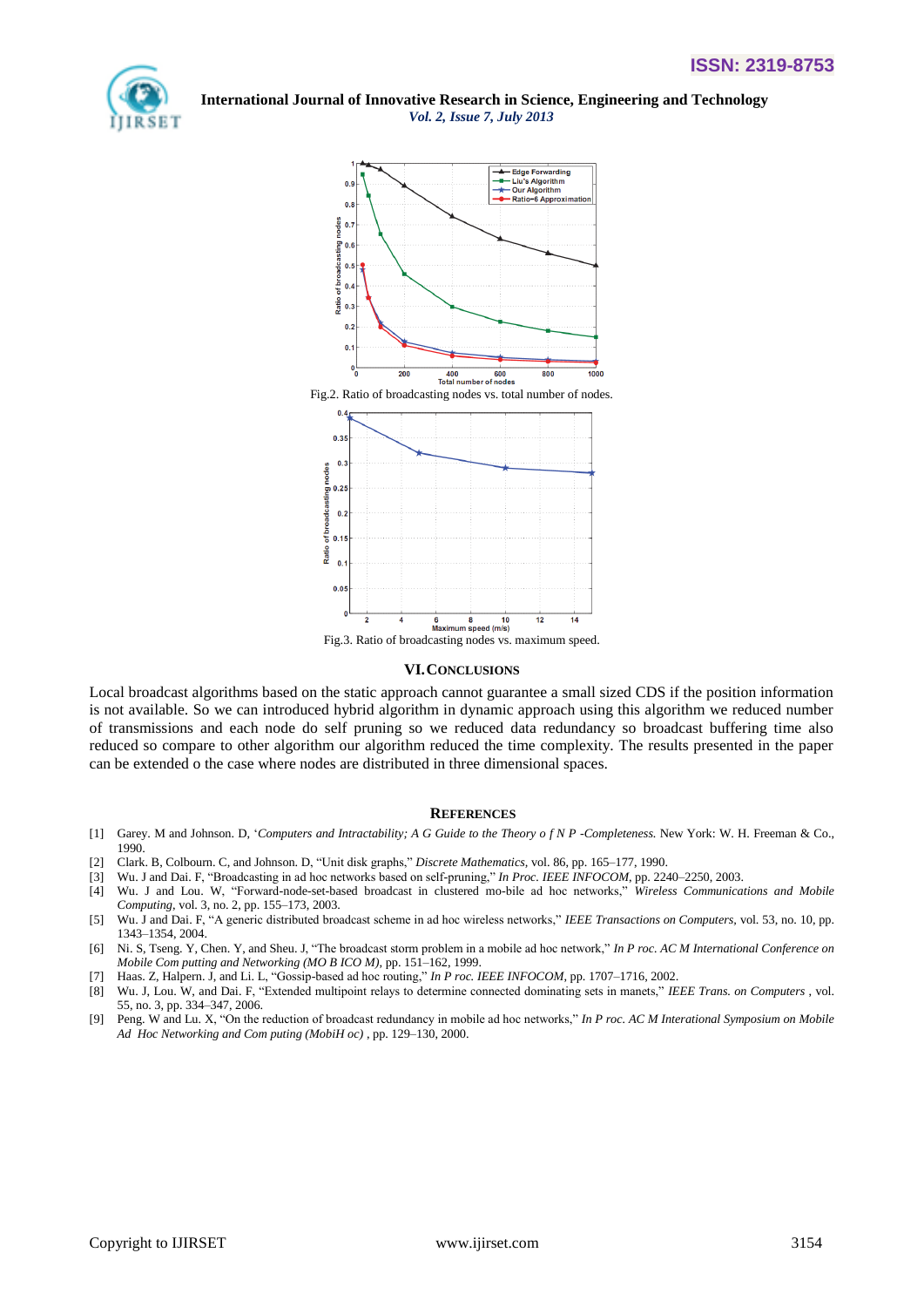Edge Forwarding
Liu's Algorithm
Our Algorithm
Ratio-6 Approximation

Ratio of broadcasting nodes

0
0.1
0.2
0.3
0.4
0.5
0.6
0.7
0.8
0.9
1

0
200
400
600
800
1000

Total number of nodes

Fig.2. Ratio of broadcasting nodes vs. total number of nodes.

Ratio of broadcasting nodes

0
0.05
0.1
0.15
0.2
0.25
0.3
0.35
0.4

2
4
6
8
10
12
14

Maximum speed (m/s)

Fig.3. Ratio of broadcasting nodes vs. maximum speed.

## VI. CONCLUSIONS

Local broadcast algorithms based on the static approach cannot guarantee a small sized CDS if the position information is not available. So we can introduced hybrid algorithm in dynamic approach using this algorithm we reduced number of transmissions and each node do self pruning so we reduced data redundancy so broadcast buffering time also reduced so compare to other algorithm our algorithm reduced the time complexity. The results presented in the paper can be extended o the case where nodes are distributed in three dimensional spaces.

## REFERENCES

[1] Garey. M and Johnson. D, '*Computers and Intractability; A G Guide to the Theory o f N P -Completeness.* New York: W. H. Freeman & Co., 1990.

[2] Clark. B, Colbourn. C, and Johnson. D, "Unit disk graphs," *Discrete Mathematics,* vol. 86, pp. 165–177, 1990.

[3] Wu. J and Dai. F, "Broadcasting in ad hoc networks based on self-pruning," *In Proc. IEEE INFOCOM,* pp. 2240–2250, 2003.

[4] Wu. J and Lou. W, "Forward-node-set-based broadcast in clustered mo-bile ad hoc networks," *Wireless Communications and Mobile Computing,* vol. 3, no. 2, pp. 155–173, 2003.

[5] Wu. J and Dai. F, "A generic distributed broadcast scheme in ad hoc wireless networks," *IEEE Transactions on Computers,* vol. 53, no. 10, pp. 1343–1354, 2004.

[6] Ni. S, Tseng. Y, Chen. Y, and Sheu. J, "The broadcast storm problem in a mobile ad hoc network," *In P roc. AC M International Conference on Mobile Com putting and Networking (MO B ICO M),* pp. 151–162, 1999.

[7] Haas. Z, Halpern. J, and Li. L, "Gossip-based ad hoc routing," *In P roc. IEEE INFOCOM,* pp. 1707–1716, 2002.

[8] Wu. J, Lou. W, and Dai. F, "Extended multipoint relays to determine connected dominating sets in manets," *IEEE Trans. on Computers* , vol. 55, no. 3, pp. 334–347, 2006.

[9] Peng. W and Lu. X, "On the reduction of broadcast redundancy in mobile ad hoc networks," *In P roc. AC M Interational Symposium on Mobile Ad Hoc Networking and Com puting (MobiH oc)* , pp. 129–130, 2000.